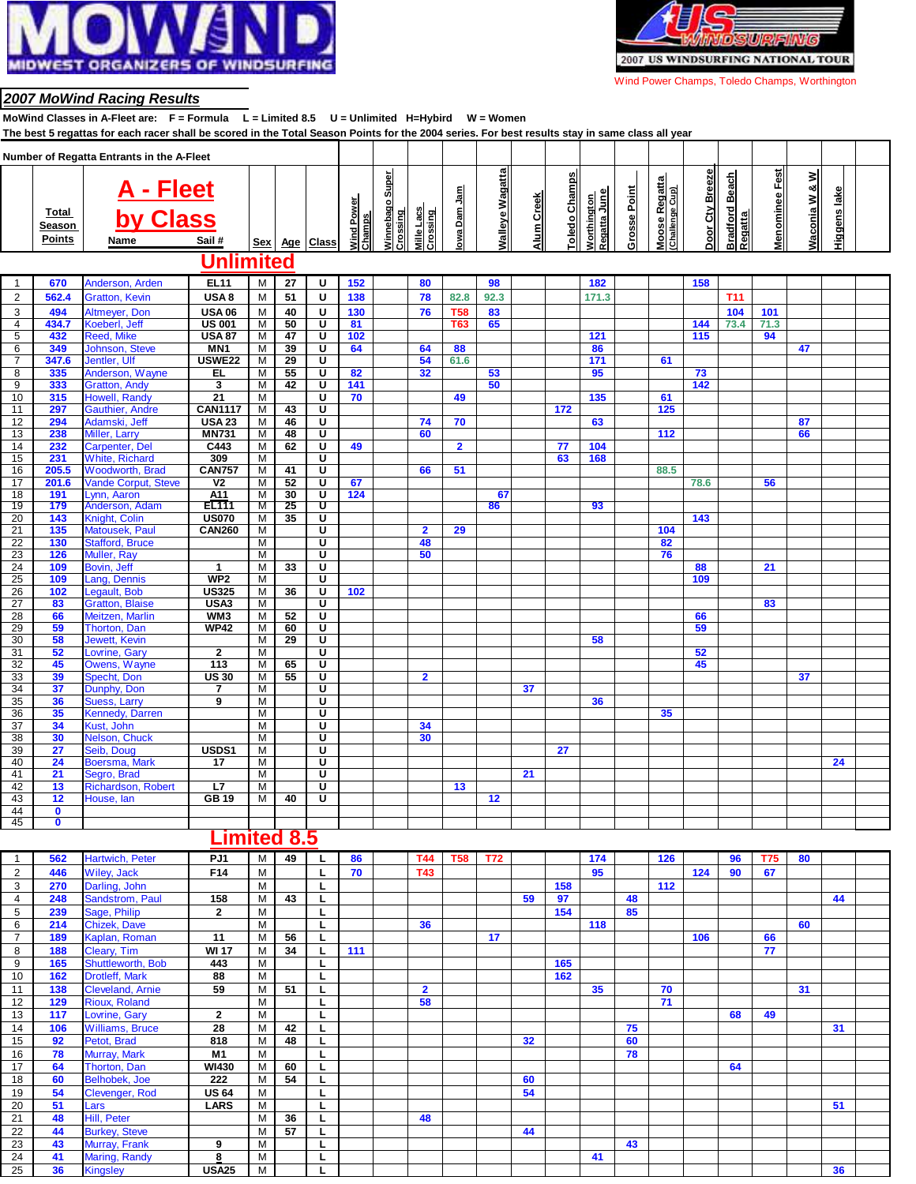# MoWind — Midwest Organizers of Windsurfing

**2007 US Windsurfing National Tour**

Wind Power Champs, Toledo Champs, Worthington

## *2007 MoWind Racing Results*

**MoWind Classes in A-Fleet are: F = Formula L = Limited 8.5 U = Unlimited H=Hybird W = Women**

**The best 5 regattas for each racer shall be scored in the Total Season Points for the 2004 series. For best results stay in same class all year**

**Number of Regatta Entrants in the A-Fleet**

## A - Fleet by Class

### Unlimited

| | Total Season Points | Name | Sail # | Sex | Age | Class | Wind Power Champs | Winnebago Super Crossing | Mille Lacs Crossing | Iowa Dam Jam | Walleye Wagatta | Alum Creek | Toledo Champs | Worthington Regatta June | Grosse Point | Moose Regatta (Challenge Cup) | Door Cty Breeze | Bradford Beach Regatta | Menominee Fest | Waconia W & W | Higgens lake |
|---|---|---|---|---|---|---|---|---|---|---|---|---|---|---|---|---|---|---|---|---|---|
| 1 | 670 | Anderson, Arden | EL11 | M | 27 | U | 152 | | 80 | | 98 | | | 182 | | | 158 | | | | |
| 2 | 562.4 | Gratton, Kevin | USA 8 | M | 51 | U | 138 | | 78 | 82.8 | 92.3 | | | 171.3 | | | | T11 | | | |
| 3 | 494 | Altmeyer, Don | USA 06 | M | 40 | U | 130 | | 76 | | 83 | | | | | | | 104 | 101 | | |
| 4 | 434.7 | Koeberl, Jeff | US 001 | M | 50 | U | 81 | | | T63 | 65 | | | | | | 144 | 73.4 | 71.3 | | |
| 5 | 432 | Reed, Mike | USA 87 | M | 47 | U | 102 | | | | | | | 121 | | | 115 | | 94 | | |
| 6 | 349 | Johnson, Steve | MN1 | M | 39 | U | 64 | | 64 | 88 | | | | 86 | | | | | | 47 | |
| 7 | 347.6 | Jentler, Ulf | USWE22 | M | 29 | U | | | 54 | 61.6 | | | | 171 | | 61 | | | | | |
| 8 | 335 | Anderson, Wayne | EL | M | 55 | U | 82 | | 32 | | 53 | | | 95 | | | 73 | | | | |
| 9 | 333 | Gratton, Andy | 3 | M | 42 | U | 141 | | | | 50 | | | | | | 142 | | | | |
| 10 | 315 | Howell, Randy | 21 | M | | U | 70 | | | 49 | | | | 135 | | 61 | | | | | |
| 11 | 297 | Gauthier, Andre | CAN1117 | M | 43 | U | | | | | | | 172 | | | 125 | | | | | |
| 12 | 294 | Adamski, Jeff | USA 23 | M | 46 | U | | | 74 | 70 | | | | 63 | | | | | | 87 | |
| 13 | 238 | Miller, Larry | MN731 | M | 48 | U | | | 60 | | | | | | | 112 | | | | 66 | |
| 14 | 232 | Carpenter, Del | C443 | M | 62 | U | 49 | | | 2 | | | 77 | 104 | | | | | | | |
| 15 | 231 | White, Richard | 309 | M | | U | | | | | | | 63 | 168 | | | | | | | |
| 16 | 205.5 | Woodworth, Brad | CAN757 | M | 41 | U | | | 66 | 51 | | | | | | 88.5 | | | | | |
| 17 | 201.6 | Vande Corput, Steve | V2 | M | 52 | U | 67 | | | | | | | | | | 78.6 | | 56 | | |
| 18 | 191 | Lynn, Aaron | A11 | M | 30 | U | 124 | | | | 67 | | | | | | | | | | |
| 19 | 179 | Anderson, Adam | EL111 | M | 25 | U | | | | | 86 | | | 93 | | | | | | | |
| 20 | 143 | Knight, Colin | US070 | M | 35 | U | | | | | | | | | | | 143 | | | | |
| 21 | 135 | Matousek, Paul | CAN260 | M | | U | | | 2 | 29 | | | | | | 104 | | | | | |
| 22 | 130 | Stafford, Bruce | | M | | U | | | 48 | | | | | | | 82 | | | | | |
| 23 | 126 | Muller, Ray | | M | | U | | | 50 | | | | | | | 76 | | | | | |
| 24 | 109 | Bovin, Jeff | 1 | M | 33 | U | | | | | | | | | | | 88 | | 21 | | |
| 25 | 109 | Lang, Dennis | WP2 | M | | U | | | | | | | | | | | 109 | | | | |
| 26 | 102 | Legault, Bob | US325 | M | 36 | U | 102 | | | | | | | | | | | | | | |
| 27 | 83 | Gratton, Blaise | USA3 | M | | U | | | | | | | | | | | | | 83 | | |
| 28 | 66 | Meitzen, Marlin | WM3 | M | 52 | U | | | | | | | | | | | 66 | | | | |
| 29 | 59 | Thorton, Dan | WP42 | M | 60 | U | | | | | | | | | | | 59 | | | | |
| 30 | 58 | Jewett, Kevin | | M | 29 | U | | | | | | | | 58 | | | | | | | |
| 31 | 52 | Lovrine, Gary | 2 | M | | U | | | | | | | | | | | 52 | | | | |
| 32 | 45 | Owens, Wayne | 113 | M | 65 | U | | | | | | | | | | | 45 | | | | |
| 33 | 39 | Specht, Don | US 30 | M | 55 | U | | | 2 | | | | | | | | | | | 37 | |
| 34 | 37 | Dunphy, Don | 7 | M | | U | | | | | | 37 | | | | | | | | | |
| 35 | 36 | Suess, Larry | 9 | M | | U | | | | | | | | 36 | | | | | | | |
| 36 | 35 | Kennedy, Darren | | M | | U | | | | | | | | | | 35 | | | | | |
| 37 | 34 | Kust, John | | M | | U | | | 34 | | | | | | | | | | | | |
| 38 | 30 | Nelson, Chuck | | M | | U | | | 30 | | | | | | | | | | | | |
| 39 | 27 | Seib, Doug | USDS1 | M | | U | | | | | | | 27 | | | | | | | | |
| 40 | 24 | Boersma, Mark | 17 | M | | U | | | | | | | | | | | | | | | 24 |
| 41 | 21 | Segro, Brad | | M | | U | | | | | | 21 | | | | | | | | | |
| 42 | 13 | Richardson, Robert | L7 | M | | U | | | | 13 | | | | | | | | | | | |
| 43 | 12 | House, Ian | GB 19 | M | 40 | U | | | | | 12 | | | | | | | | | | |
| 44 | 0 | | | | | | | | | | | | | | | | | | | | |
| 45 | 0 | | | | | | | | | | | | | | | | | | | | |

### Limited 8.5

| | Total Season Points | Name | Sail # | Sex | Age | Class | Wind Power Champs | Winnebago Super Crossing | Mille Lacs Crossing | Iowa Dam Jam | Walleye Wagatta | Alum Creek | Toledo Champs | Worthington Regatta June | Grosse Point | Moose Regatta (Challenge Cup) | Door Cty Breeze | Bradford Beach Regatta | Menominee Fest | Waconia W & W | Higgens lake |
|---|---|---|---|---|---|---|---|---|---|---|---|---|---|---|---|---|---|---|---|---|---|
| 1 | 562 | Hartwich, Peter | PJ1 | M | 49 | L | 86 | | T44 | T58 | T72 | | | 174 | | 126 | | 96 | T75 | 80 | |
| 2 | 446 | Wiley, Jack | F14 | M | | L | 70 | | T43 | | | | | 95 | | | 124 | 90 | 67 | | |
| 3 | 270 | Darling, John | | M | | L | | | | | | | 158 | | | 112 | | | | | |
| 4 | 248 | Sandstrom, Paul | 158 | M | 43 | L | | | | | | 59 | 97 | | 48 | | | | | | 44 |
| 5 | 239 | Sage, Philip | 2 | M | | L | | | | | | | 154 | | 85 | | | | | | |
| 6 | 214 | Chizek, Dave | | M | | L | | | 36 | | | | | 118 | | | | | | 60 | |
| 7 | 189 | Kaplan, Roman | 11 | M | 56 | L | | | | | 17 | | | | | | 106 | | 66 | | |
| 8 | 188 | Cleary, Tim | WI 17 | M | 34 | L | 111 | | | | | | | | | | | | 77 | | |
| 9 | 165 | Shuttleworth, Bob | 443 | M | | L | | | | | | | 165 | | | | | | | | |
| 10 | 162 | Drotleff, Mark | 88 | M | | L | | | | | | | 162 | | | | | | | | |
| 11 | 138 | Cleveland, Arnie | 59 | M | 51 | L | | | 2 | | | | | 35 | | 70 | | | | 31 | |
| 12 | 129 | Rioux, Roland | | M | | L | | | 58 | | | | | | | 71 | | | | | |
| 13 | 117 | Lovrine, Gary | 2 | M | | L | | | | | | | | | | | | 68 | 49 | | |
| 14 | 106 | Williams, Bruce | 28 | M | 42 | L | | | | | | | | | 75 | | | | | | 31 |
| 15 | 92 | Petot, Brad | 818 | M | 48 | L | | | | | | 32 | | | 60 | | | | | | |
| 16 | 78 | Murray, Mark | M1 | M | | L | | | | | | | | | 78 | | | | | | |
| 17 | 64 | Thorton, Dan | WI430 | M | 60 | L | | | | | | | | | | | | 64 | | | |
| 18 | 60 | Belhobek, Joe | 222 | M | 54 | L | | | | | | 60 | | | | | | | | | |
| 19 | 54 | Clevenger, Rod | US 64 | M | | L | | | | | | 54 | | | | | | | | | |
| 20 | 51 | Lars | LARS | M | | L | | | | | | | | | | | | | | | 51 |
| 21 | 48 | Hill, Peter | | M | 36 | L | | | 48 | | | | | | | | | | | | |
| 22 | 44 | Burkey, Steve | | M | 57 | L | | | | | | 44 | | | | | | | | | |
| 23 | 43 | Murray, Frank | 9 | M | | L | | | | | | | | | 43 | | | | | | |
| 24 | 41 | Maring, Randy | 8 | M | | L | | | | | | | | 41 | | | | | | | |
| 25 | 36 | Kingsley | USA25 | M | | L | | | | | | | | | | | | | | | 36 |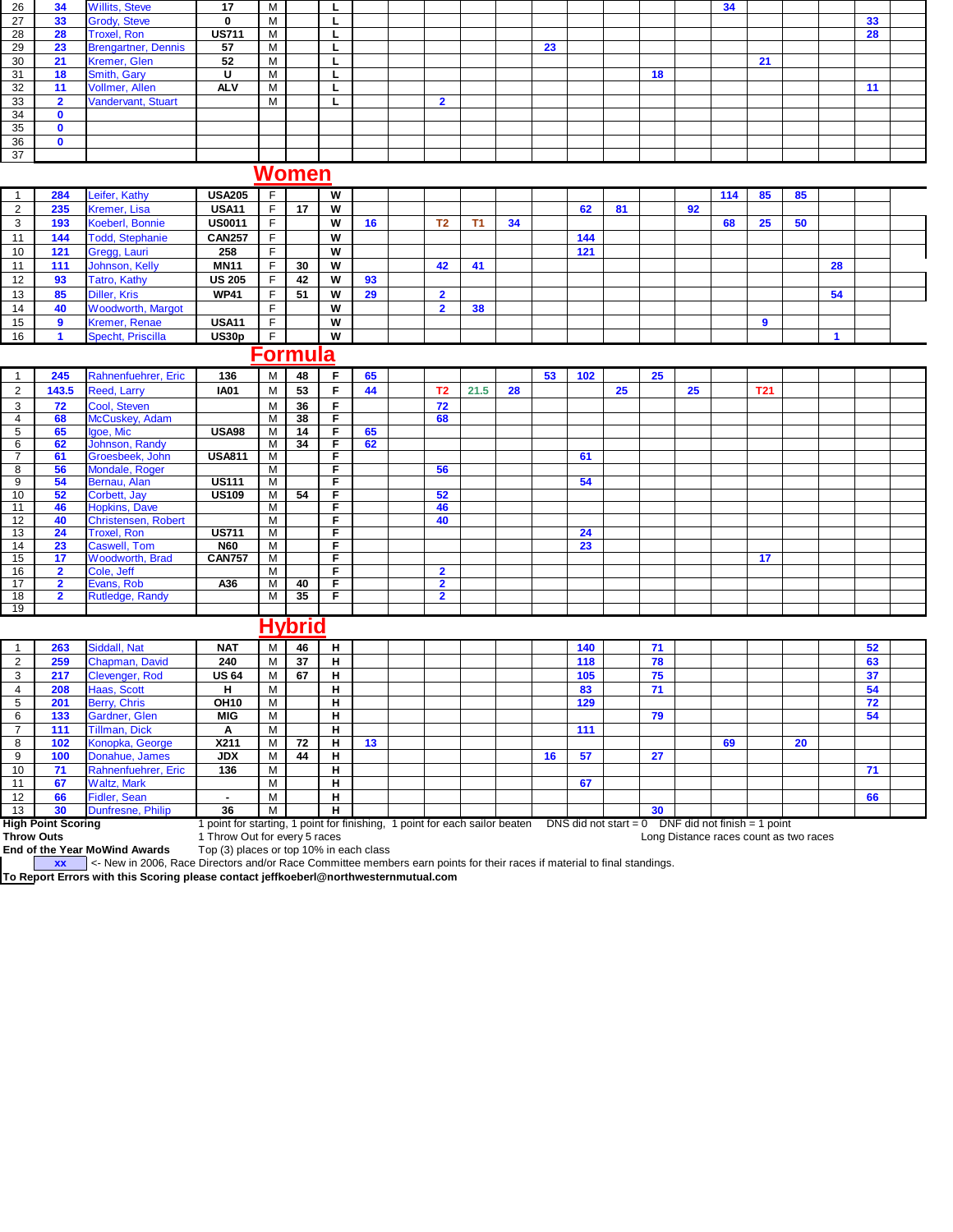| | | | | | | | | | | | | | | | | | | | | | | |
|---|---|---|---|---|---|---|---|---|---|---|---|---|---|---|---|---|---|---|---|---|---|---|
| 26 | 34 | Willits, Steve | 17 | M | | L | | | | | | | | | | | 34 | | | | | |
| 27 | 33 | Grody, Steve | 0 | M | | L | | | | | | | | | | | | | | | 33 | |
| 28 | 28 | Troxel, Ron | US711 | M | | L | | | | | | | | | | | | | | | 28 | |
| 29 | 23 | Brengartner, Dennis | 57 | M | | L | | | | | | 23 | | | | | | | | | | |
| 30 | 21 | Kremer, Glen | 52 | M | | L | | | | | | | | | | | | 21 | | | | |
| 31 | 18 | Smith, Gary | U | M | | L | | | | | | | | | 18 | | | | | | | |
| 32 | 11 | Vollmer, Allen | ALV | M | | L | | | | | | | | | | | | | | | 11 | |
| 33 | 2 | Vandervant, Stuart | | M | | L | | | 2 | | | | | | | | | | | | | |
| 34 | 0 | | | | | | | | | | | | | | | | | | | | | |
| 35 | 0 | | | | | | | | | | | | | | | | | | | | | |
| 36 | 0 | | | | | | | | | | | | | | | | | | | | | |
| 37 | | | | | | | | | | | | | | | | | | | | | | |

## Women

| | | | | | | | | | | | | | | | | | | | | | | |
|---|---|---|---|---|---|---|---|---|---|---|---|---|---|---|---|---|---|---|---|---|---|---|
| 1 | 284 | Leifer, Kathy | USA205 | F | | W | | | | | | | | | | | 114 | 85 | 85 | | | |
| 2 | 235 | Kremer, Lisa | USA11 | F | 17 | W | | | | | | | 62 | 81 | | 92 | | | | | | |
| 3 | 193 | Koeberl, Bonnie | US0011 | F | | W | 16 | | T2 | T1 | 34 | | | | | | 68 | 25 | 50 | | | |
| 11 | 144 | Todd, Stephanie | CAN257 | F | | W | | | | | | | 144 | | | | | | | | | |
| 10 | 121 | Gregg, Lauri | 258 | F | | W | | | | | | | 121 | | | | | | | | | |
| 11 | 111 | Johnson, Kelly | MN11 | F | 30 | W | | | 42 | 41 | | | | | | | | | | 28 | | |
| 12 | 93 | Tatro, Kathy | US 205 | F | 42 | W | 93 | | | | | | | | | | | | | | | |
| 13 | 85 | Diller, Kris | WP41 | F | 51 | W | 29 | | 2 | | | | | | | | | | | 54 | | |
| 14 | 40 | Woodworth, Margot | | F | | W | | | 2 | 38 | | | | | | | | | | | | |
| 15 | 9 | Kremer, Renae | USA11 | F | | W | | | | | | | | | | | | 9 | | | | |
| 16 | 1 | Specht, Priscilla | US30p | F | | W | | | | | | | | | | | | | | 1 | | |

## Formula

| | | | | | | | | | | | | | | | | | | | | | | |
|---|---|---|---|---|---|---|---|---|---|---|---|---|---|---|---|---|---|---|---|---|---|---|
| 1 | 245 | Rahnenfuehrer, Eric | 136 | M | 48 | F | 65 | | | | | 53 | 102 | | 25 | | | | | | | |
| 2 | 143.5 | Reed, Larry | IA01 | M | 53 | F | 44 | | T2 | 21.5 | 28 | | | 25 | | 25 | | T21 | | | | |
| 3 | 72 | Cool, Steven | | M | 36 | F | | | 72 | | | | | | | | | | | | | |
| 4 | 68 | McCuskey, Adam | | M | 38 | F | | | 68 | | | | | | | | | | | | | |
| 5 | 65 | Igoe, Mic | USA98 | M | 14 | F | 65 | | | | | | | | | | | | | | | |
| 6 | 62 | Johnson, Randy | | M | 34 | F | 62 | | | | | | | | | | | | | | | |
| 7 | 61 | Groesbeek, John | USA811 | M | | F | | | | | | | 61 | | | | | | | | | |
| 8 | 56 | Mondale, Roger | | M | | F | | | 56 | | | | | | | | | | | | | |
| 9 | 54 | Bernau, Alan | US111 | M | | F | | | | | | | 54 | | | | | | | | | |
| 10 | 52 | Corbett, Jay | US109 | M | 54 | F | | | 52 | | | | | | | | | | | | | |
| 11 | 46 | Hopkins, Dave | | M | | F | | | 46 | | | | | | | | | | | | | |
| 12 | 40 | Christensen, Robert | | M | | F | | | 40 | | | | | | | | | | | | | |
| 13 | 24 | Troxel, Ron | US711 | M | | F | | | | | | | 24 | | | | | | | | | |
| 14 | 23 | Caswell, Tom | N60 | M | | F | | | | | | | 23 | | | | | | | | | |
| 15 | 17 | Woodworth, Brad | CAN757 | M | | F | | | | | | | | | | | | 17 | | | | |
| 16 | 2 | Cole, Jeff | | M | | F | | | 2 | | | | | | | | | | | | | |
| 17 | 2 | Evans, Rob | A36 | M | 40 | F | | | 2 | | | | | | | | | | | | | |
| 18 | 2 | Rutledge, Randy | | M | 35 | F | | | 2 | | | | | | | | | | | | | |
| 19 | | | | | | | | | | | | | | | | | | | | | | |

## Hybrid

| | | | | | | | | | | | | | | | | | | | | | | |
|---|---|---|---|---|---|---|---|---|---|---|---|---|---|---|---|---|---|---|---|---|---|---|
| 1 | 263 | Siddall, Nat | NAT | M | 46 | H | | | | | | | 140 | | 71 | | | | | | 52 | |
| 2 | 259 | Chapman, David | 240 | M | 37 | H | | | | | | | 118 | | 78 | | | | | | 63 | |
| 3 | 217 | Clevenger, Rod | US 64 | M | 67 | H | | | | | | | 105 | | 75 | | | | | | 37 | |
| 4 | 208 | Haas, Scott | H | M | | H | | | | | | | 83 | | 71 | | | | | | 54 | |
| 5 | 201 | Berry, Chris | OH10 | M | | H | | | | | | | 129 | | | | | | | | 72 | |
| 6 | 133 | Gardner, Glen | MIG | M | | H | | | | | | | | | 79 | | | | | | 54 | |
| 7 | 111 | Tillman, Dick | A | M | | H | | | | | | | 111 | | | | | | | | | |
| 8 | 102 | Konopka, George | X211 | M | 72 | H | 13 | | | | | | | | | | 69 | | 20 | | | |
| 9 | 100 | Donahue, James | JDX | M | 44 | H | | | | | | 16 | 57 | | 27 | | | | | | | |
| 10 | 71 | Rahnenfuehrer, Eric | 136 | M | | H | | | | | | | | | | | | | | | 71 | |
| 11 | 67 | Waltz, Mark | | M | | H | | | | | | | 67 | | | | | | | | | |
| 12 | 66 | Fidler, Sean | - | M | | H | | | | | | | | | | | | | | | 66 | |
| 13 | 30 | Dunfresne, Philip | 36 | M | | H | | | | | | | | | 30 | | | | | | | |

**High Point Scoring** 1 point for starting, 1 point for finishing, 1 point for each sailor beaten DNS did not start = 0 DNF did not finish = 1 point

**Throw Outs** 1 Throw Out for every 5 races Long Distance races count as two races

**End of the Year MoWind Awards** Top (3) places or top 10% in each class

xx <- New in 2006, Race Directors and/or Race Committee members earn points for their races if material to final standings.

**To Report Errors with this Scoring please contact jeffkoeberl@northwesternmutual.com**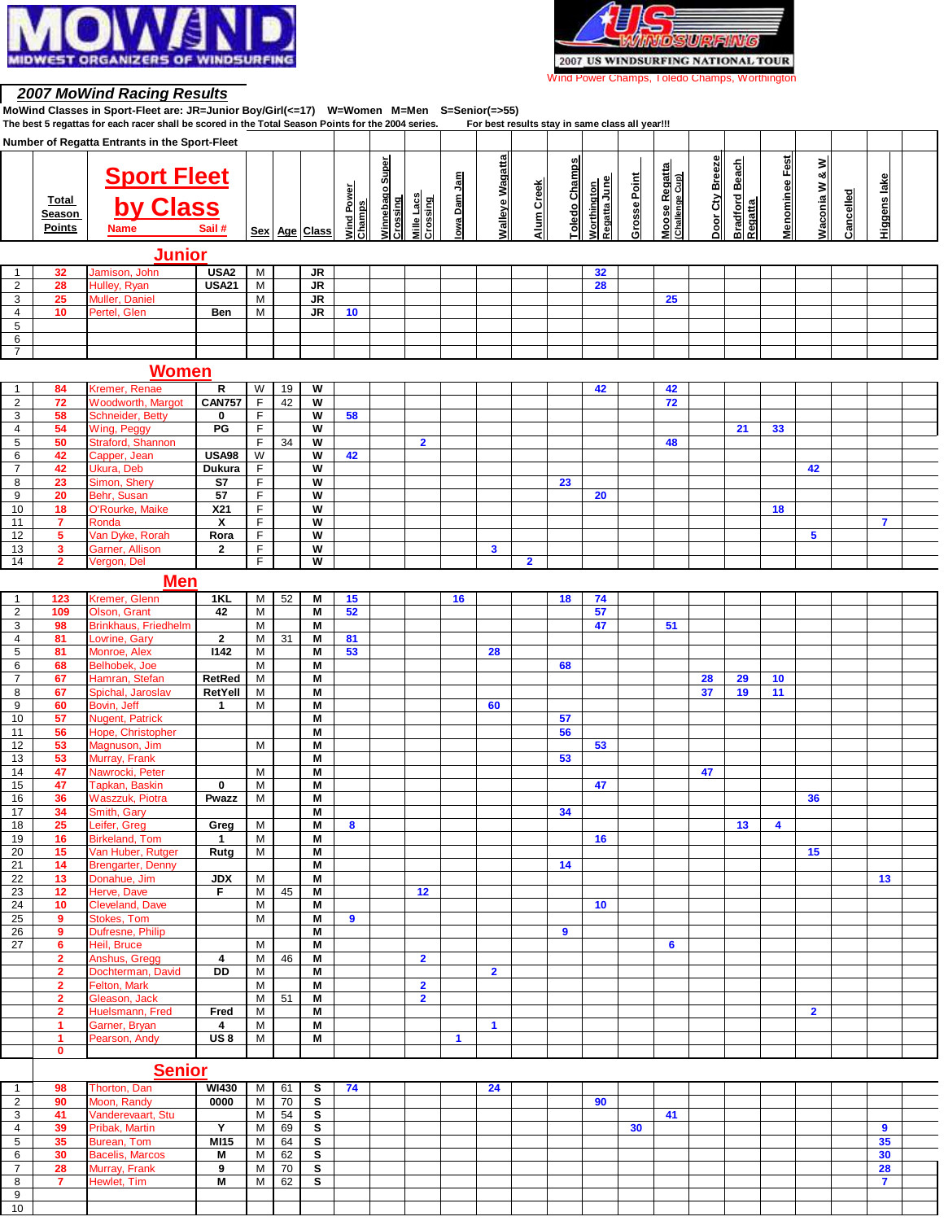## 2007 MoWind Racing Results

MOWIND — MIDWEST ORGANIZERS OF WINDSURFING

US WINDSURFING — 2007 US WINDSURFING NATIONAL TOUR
Wind Power Champs, Toledo Champs, Worthington

**MoWind Classes in Sport-Fleet are: JR=Junior Boy/Girl(<=17) W=Women M=Men S=Senior(=>55)**

**The best 5 regattas for each racer shall be scored in the Total Season Points for the 2004 series. For best results stay in same class all year!!!**

**Number of Regatta Entrants in the Sport-Fleet**

# Sport Fleet by Class

| | Total Season Points | Name | Sail # | Sex | Age | Class | Wind Power Champs | Winnebago Super Crossing | Mille Lacs Crossing | Iowa Dam Jam | Walleye Wagatta | Alum Creek | Toledo Champs | Worthington Regatta June | Grosse Point | Moose Regatta (Challenge Cup) | Door Cty Breeze | Bradford Beach Regatta | Menominee Fest | Waconia W & W | Cancelled | Higgens lake |
|---|---|---|---|---|---|---|---|---|---|---|---|---|---|---|---|---|---|---|---|---|---|---|
| | | **Junior** | | | | | | | | | | | | | | | | | | | | |
| 1 | 32 | Jamison, John | USA2 | M | | JR | | | | | | | | 32 | | | | | | | | |
| 2 | 28 | Hulley, Ryan | USA21 | M | | JR | | | | | | | | 28 | | | | | | | | |
| 3 | 25 | Muller, Daniel | | M | | JR | | | | | | | | | | 25 | | | | | | |
| 4 | 10 | Pertel, Glen | Ben | M | | JR | 10 | | | | | | | | | | | | | | | |
| 5 | | | | | | | | | | | | | | | | | | | | | | |
| 6 | | | | | | | | | | | | | | | | | | | | | | |
| 7 | | | | | | | | | | | | | | | | | | | | | | |
| | | **Women** | | | | | | | | | | | | | | | | | | | | |
| 1 | 84 | Kremer, Renae | R | W | 19 | W | | | | | | | | 42 | | 42 | | | | | | |
| 2 | 72 | Woodworth, Margot | CAN757 | F | 42 | W | | | | | | | | | | 72 | | | | | | |
| 3 | 58 | Schneider, Betty | 0 | F | | W | 58 | | | | | | | | | | | | | | | |
| 4 | 54 | Wing, Peggy | PG | F | | W | | | | | | | | | | | | 21 | 33 | | | |
| 5 | 50 | Straford, Shannon | | F | 34 | W | | | 2 | | | | | | | 48 | | | | | | |
| 6 | 42 | Capper, Jean | USA98 | W | | W | 42 | | | | | | | | | | | | | | | |
| 7 | 42 | Ukura, Deb | Dukura | F | | W | | | | | | | | | | | | | | 42 | | |
| 8 | 23 | Simon, Shery | S7 | F | | W | | | | | | | 23 | | | | | | | | | |
| 9 | 20 | Behr, Susan | 57 | F | | W | | | | | | | | 20 | | | | | | | | |
| 10 | 18 | O'Rourke, Maike | X21 | F | | W | | | | | | | | | | | | | 18 | | | |
| 11 | 7 | Ronda | X | F | | W | | | | | | | | | | | | | | | | 7 |
| 12 | 5 | Van Dyke, Rorah | Rora | F | | W | | | | | | | | | | | | | | 5 | | |
| 13 | 3 | Garner, Allison | 2 | F | | W | | | | | 3 | | | | | | | | | | | |
| 14 | 2 | Vergon, Del | | F | | W | | | | | | 2 | | | | | | | | | | |
| | | **Men** | | | | | | | | | | | | | | | | | | | | |
| 1 | 123 | Kremer, Glenn | 1KL | M | 52 | M | 15 | | | 16 | | | 18 | 74 | | | | | | | | |
| 2 | 109 | Olson, Grant | 42 | M | | M | 52 | | | | | | | 57 | | | | | | | | |
| 3 | 98 | Brinkhaus, Friedhelm | | M | | M | | | | | | | | 47 | | 51 | | | | | | |
| 4 | 81 | Lovrine, Gary | 2 | M | 31 | M | 81 | | | | | | | | | | | | | | | |
| 5 | 81 | Monroe, Alex | I142 | M | | M | 53 | | | | 28 | | | | | | | | | | | |
| 6 | 68 | Belhobek, Joe | | M | | M | | | | | | | 68 | | | | | | | | | |
| 7 | 67 | Hamran, Stefan | RetRed | M | | M | | | | | | | | | | | 28 | 29 | 10 | | | |
| 8 | 67 | Spichal, Jaroslav | RetYell | M | | M | | | | | | | | | | | 37 | 19 | 11 | | | |
| 9 | 60 | Bovin, Jeff | 1 | M | | M | | | | | 60 | | | | | | | | | | | |
| 10 | 57 | Nugent, Patrick | | | | M | | | | | | | 57 | | | | | | | | | |
| 11 | 56 | Hope, Christopher | | | | M | | | | | | | 56 | | | | | | | | | |
| 12 | 53 | Magnuson, Jim | | M | | M | | | | | | | | 53 | | | | | | | | |
| 13 | 53 | Murray, Frank | | | | M | | | | | | | 53 | | | | | | | | | |
| 14 | 47 | Nawrocki, Peter | | M | | M | | | | | | | | | | | 47 | | | | | |
| 15 | 47 | Tapkan, Baskin | 0 | M | | M | | | | | | | | 47 | | | | | | | | |
| 16 | 36 | Waszzuk, Piotra | Pwazz | M | | M | | | | | | | | | | | | | | 36 | | |
| 17 | 34 | Smith, Gary | | | | M | | | | | | | 34 | | | | | | | | | |
| 18 | 25 | Leifer, Greg | Greg | M | | M | 8 | | | | | | | | | | | 13 | 4 | | | |
| 19 | 16 | Birkeland, Tom | 1 | M | | M | | | | | | | | 16 | | | | | | | | |
| 20 | 15 | Van Huber, Rutger | Rutg | M | | M | | | | | | | | | | | | | | 15 | | |
| 21 | 14 | Brengarter, Denny | | | | M | | | | | | | 14 | | | | | | | | | |
| 22 | 13 | Donahue, Jim | JDX | M | | M | | | | | | | | | | | | | | | | 13 |
| 23 | 12 | Herve, Dave | F | M | 45 | M | | 12 | | | | | | | | | | | | | | |
| 24 | 10 | Cleveland, Dave | | M | | M | | | | | | | | 10 | | | | | | | | |
| 25 | 9 | Stokes, Tom | | M | | M | 9 | | | | | | | | | | | | | | | |
| 26 | 9 | Dufresne, Philip | | | | M | | | | | | | 9 | | | | | | | | | |
| 27 | 6 | Heil, Bruce | | M | | M | | | | | | | | | | 6 | | | | | | |
| | 2 | Anshus, Gregg | 4 | M | 46 | M | | | 2 | | | | | | | | | | | | | |
| | 2 | Dochterman, David | DD | M | | M | | | | | 2 | | | | | | | | | | | |
| | 2 | Felton, Mark | | M | | M | | | 2 | | | | | | | | | | | | | |
| | 2 | Gleason, Jack | | M | 51 | M | | | 2 | | | | | | | | | | | | | |
| | 2 | Huelsmann, Fred | Fred | M | | M | | | | | | | | | | | | | | 2 | | |
| | 1 | Garner, Bryan | 4 | M | | M | | | | | 1 | | | | | | | | | | | |
| | 1 | Pearson, Andy | US 8 | M | | M | | | | 1 | | | | | | | | | | | | |
| | 0 | | | | | | | | | | | | | | | | | | | | | |
| | | **Senior** | | | | | | | | | | | | | | | | | | | | |
| 1 | 98 | Thorton, Dan | WI430 | M | 61 | S | 74 | | | | 24 | | | | | | | | | | | |
| 2 | 90 | Moon, Randy | 0000 | M | 70 | S | | | | | | | | 90 | | | | | | | | |
| 3 | 41 | Vanderevaart, Stu | | M | 54 | S | | | | | | | | | | 41 | | | | | | |
| 4 | 39 | Pribak, Martin | Y | M | 69 | S | | | | | | | | | 30 | | | | | | | 9 |
| 5 | 35 | Burean, Tom | MI15 | M | 64 | S | | | | | | | | | | | | | | | | 35 |
| 6 | 30 | Bacelis, Marcos | M | M | 62 | S | | | | | | | | | | | | | | | | 30 |
| 7 | 28 | Murray, Frank | 9 | M | 70 | S | | | | | | | | | | | | | | | | 28 |
| 8 | 7 | Hewlet, Tim | M | M | 62 | S | | | | | | | | | | | | | | | | 7 |
| 9 | | | | | | | | | | | | | | | | | | | | | | |
| 10 | | | | | | | | | | | | | | | | | | | | | | |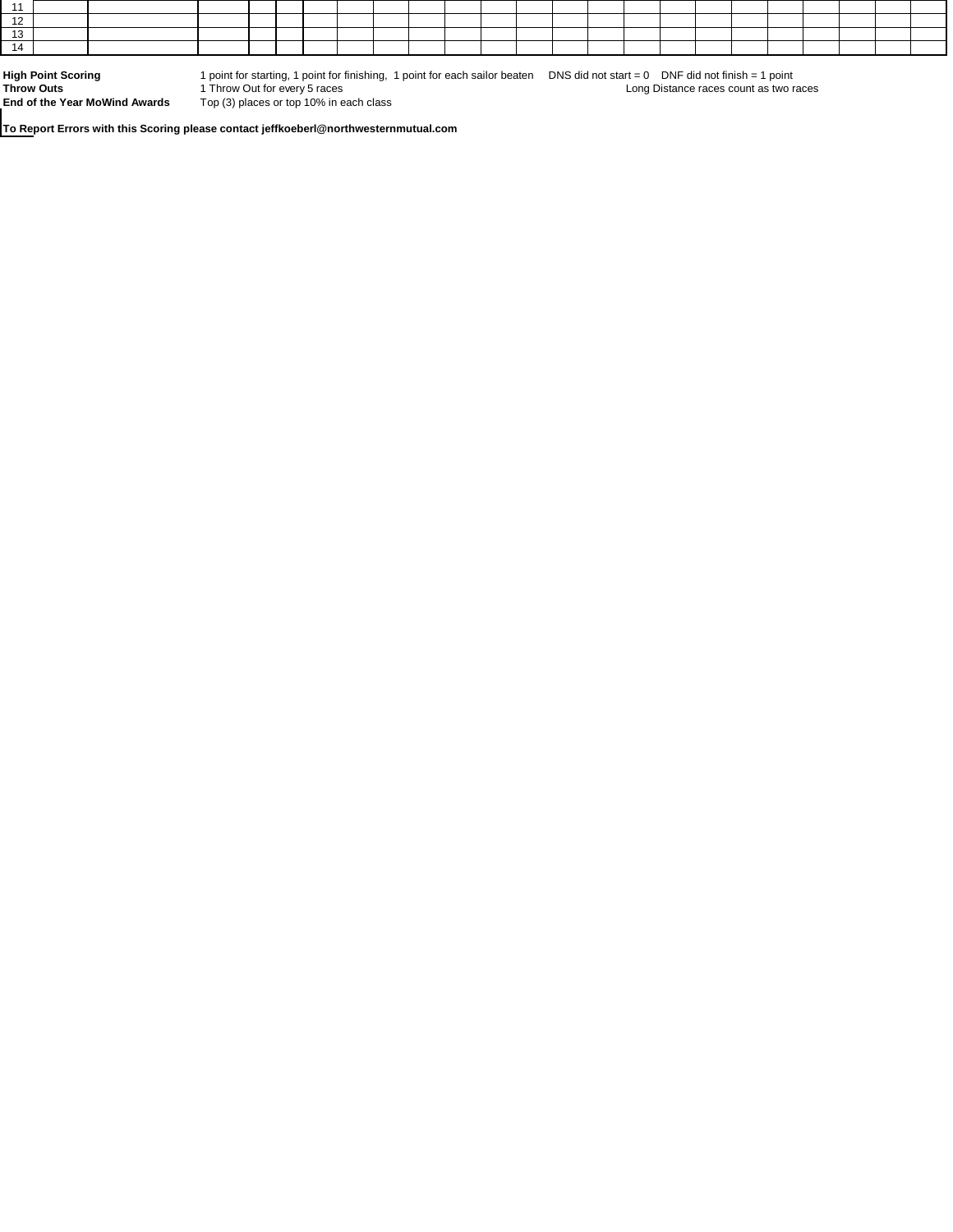| | | | | | | | | | | | | | | | | | | | | | | | | | |
|---|---|---|---|---|---|---|---|---|---|---|---|---|---|---|---|---|---|---|---|---|---|---|---|---|---|
| 11 | | | | | | | | | | | | | | | | | | | | | | | | | |
| 12 | | | | | | | | | | | | | | | | | | | | | | | | | |
| 13 | | | | | | | | | | | | | | | | | | | | | | | | | |
| 14 | | | | | | | | | | | | | | | | | | | | | | | | | |

**High Point Scoring** 1 point for starting, 1 point for finishing, 1 point for each sailor beaten DNS did not start = 0 DNF did not finish = 1 point

**Throw Outs** 1 Throw Out for every 5 races Long Distance races count as two races

**End of the Year MoWind Awards** Top (3) places or top 10% in each class

**To Report Errors with this Scoring please contact jeffkoeberl@northwesternmutual.com**